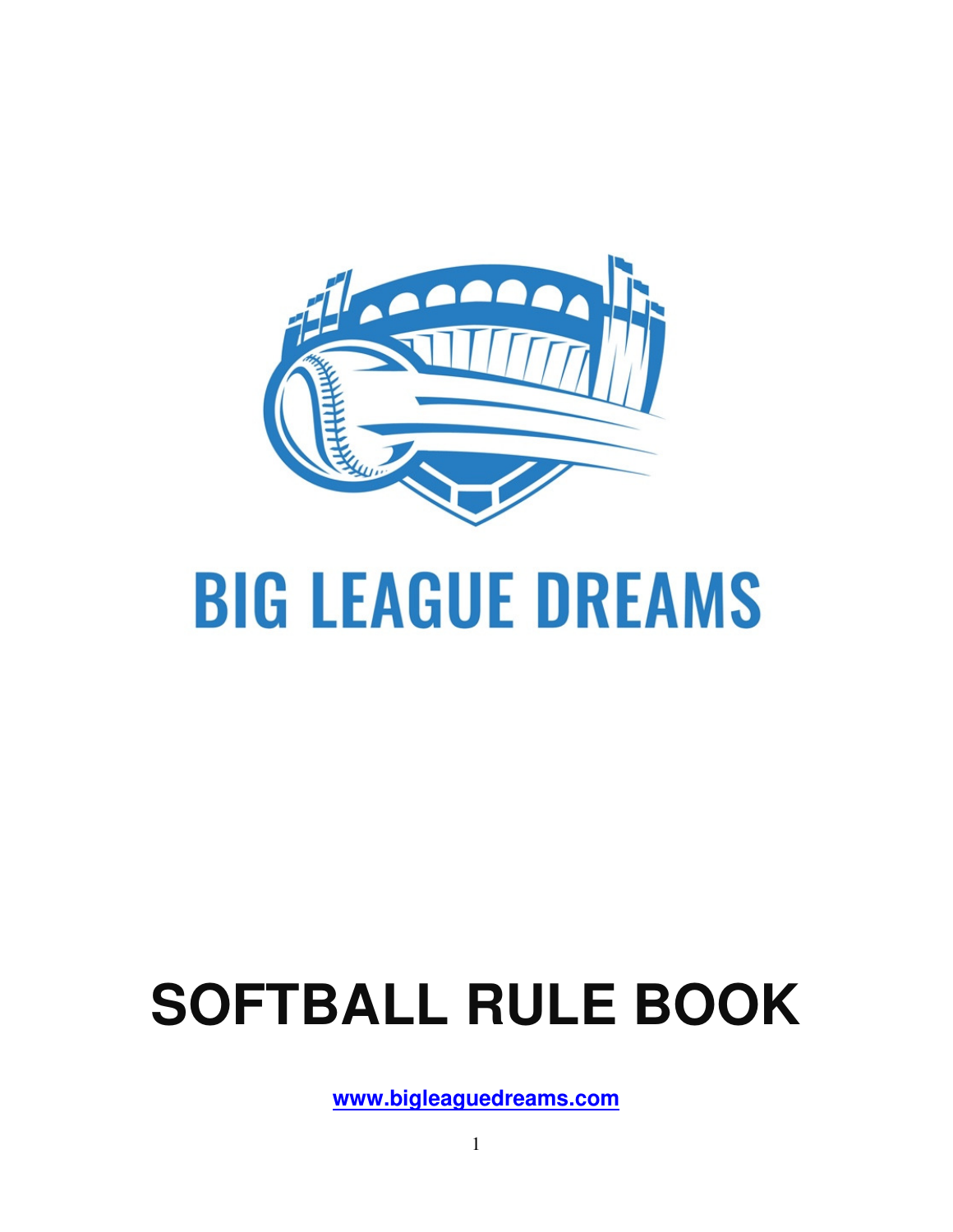# BIG LEAGUE DREAMS

# SOFTBALL RULE BOOK

**www.bigleaguedreams.com**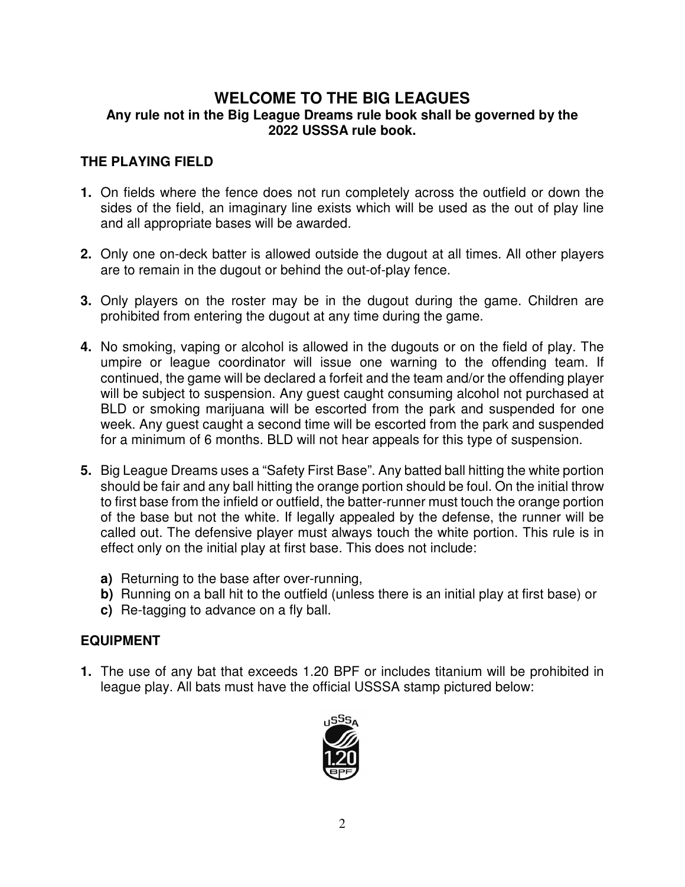# WELCOME TO THE BIG LEAGUES

**Any rule not in the Big League Dreams rule book shall be governed by the 2022 USSSA rule book.**

## THE PLAYING FIELD

**1.** On fields where the fence does not run completely across the outfield or down the sides of the field, an imaginary line exists which will be used as the out of play line and all appropriate bases will be awarded.

**2.** Only one on-deck batter is allowed outside the dugout at all times. All other players are to remain in the dugout or behind the out-of-play fence.

**3.** Only players on the roster may be in the dugout during the game. Children are prohibited from entering the dugout at any time during the game.

**4.** No smoking, vaping or alcohol is allowed in the dugouts or on the field of play. The umpire or league coordinator will issue one warning to the offending team. If continued, the game will be declared a forfeit and the team and/or the offending player will be subject to suspension. Any guest caught consuming alcohol not purchased at BLD or smoking marijuana will be escorted from the park and suspended for one week. Any guest caught a second time will be escorted from the park and suspended for a minimum of 6 months. BLD will not hear appeals for this type of suspension.

**5.** Big League Dreams uses a "Safety First Base". Any batted ball hitting the white portion should be fair and any ball hitting the orange portion should be foul. On the initial throw to first base from the infield or outfield, the batter-runner must touch the orange portion of the base but not the white. If legally appealed by the defense, the runner will be called out. The defensive player must always touch the white portion. This rule is in effect only on the initial play at first base. This does not include:

- **a)** Returning to the base after over-running,
- **b)** Running on a ball hit to the outfield (unless there is an initial play at first base) or
- **c)** Re-tagging to advance on a fly ball.

## EQUIPMENT

**1.** The use of any bat that exceeds 1.20 BPF or includes titanium will be prohibited in league play. All bats must have the official USSSA stamp pictured below: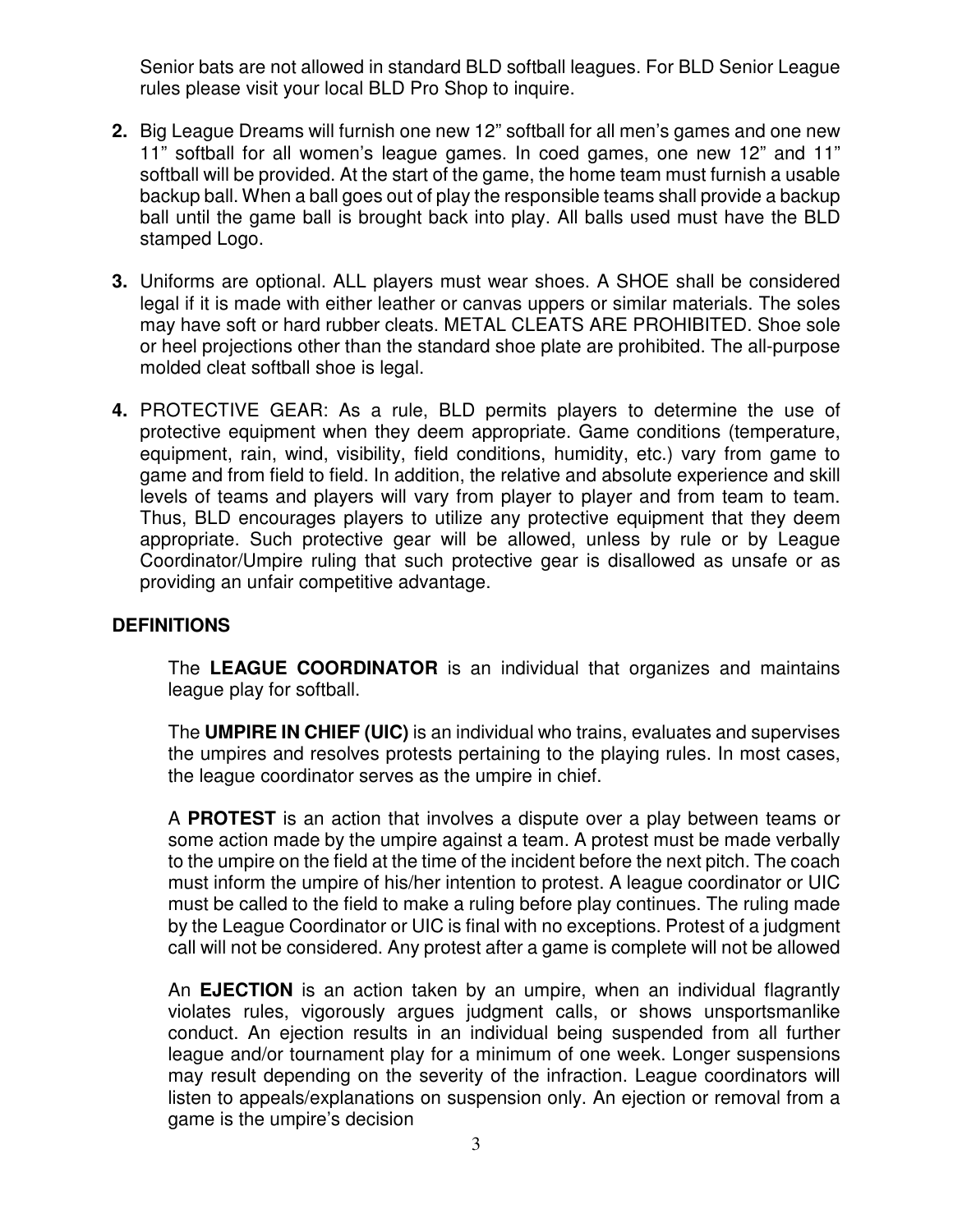Senior bats are not allowed in standard BLD softball leagues. For BLD Senior League rules please visit your local BLD Pro Shop to inquire.

2. Big League Dreams will furnish one new 12" softball for all men's games and one new 11" softball for all women's league games. In coed games, one new 12" and 11" softball will be provided. At the start of the game, the home team must furnish a usable backup ball. When a ball goes out of play the responsible teams shall provide a backup ball until the game ball is brought back into play. All balls used must have the BLD stamped Logo.

3. Uniforms are optional. ALL players must wear shoes. A SHOE shall be considered legal if it is made with either leather or canvas uppers or similar materials. The soles may have soft or hard rubber cleats. METAL CLEATS ARE PROHIBITED. Shoe sole or heel projections other than the standard shoe plate are prohibited. The all-purpose molded cleat softball shoe is legal.

4. PROTECTIVE GEAR: As a rule, BLD permits players to determine the use of protective equipment when they deem appropriate. Game conditions (temperature, equipment, rain, wind, visibility, field conditions, humidity, etc.) vary from game to game and from field to field. In addition, the relative and absolute experience and skill levels of teams and players will vary from player to player and from team to team. Thus, BLD encourages players to utilize any protective equipment that they deem appropriate. Such protective gear will be allowed, unless by rule or by League Coordinator/Umpire ruling that such protective gear is disallowed as unsafe or as providing an unfair competitive advantage.

**DEFINITIONS**

The **LEAGUE COORDINATOR** is an individual that organizes and maintains league play for softball.

The **UMPIRE IN CHIEF (UIC)** is an individual who trains, evaluates and supervises the umpires and resolves protests pertaining to the playing rules. In most cases, the league coordinator serves as the umpire in chief.

A **PROTEST** is an action that involves a dispute over a play between teams or some action made by the umpire against a team. A protest must be made verbally to the umpire on the field at the time of the incident before the next pitch. The coach must inform the umpire of his/her intention to protest. A league coordinator or UIC must be called to the field to make a ruling before play continues. The ruling made by the League Coordinator or UIC is final with no exceptions. Protest of a judgment call will not be considered. Any protest after a game is complete will not be allowed

An **EJECTION** is an action taken by an umpire, when an individual flagrantly violates rules, vigorously argues judgment calls, or shows unsportsmanlike conduct. An ejection results in an individual being suspended from all further league and/or tournament play for a minimum of one week. Longer suspensions may result depending on the severity of the infraction. League coordinators will listen to appeals/explanations on suspension only. An ejection or removal from a game is the umpire's decision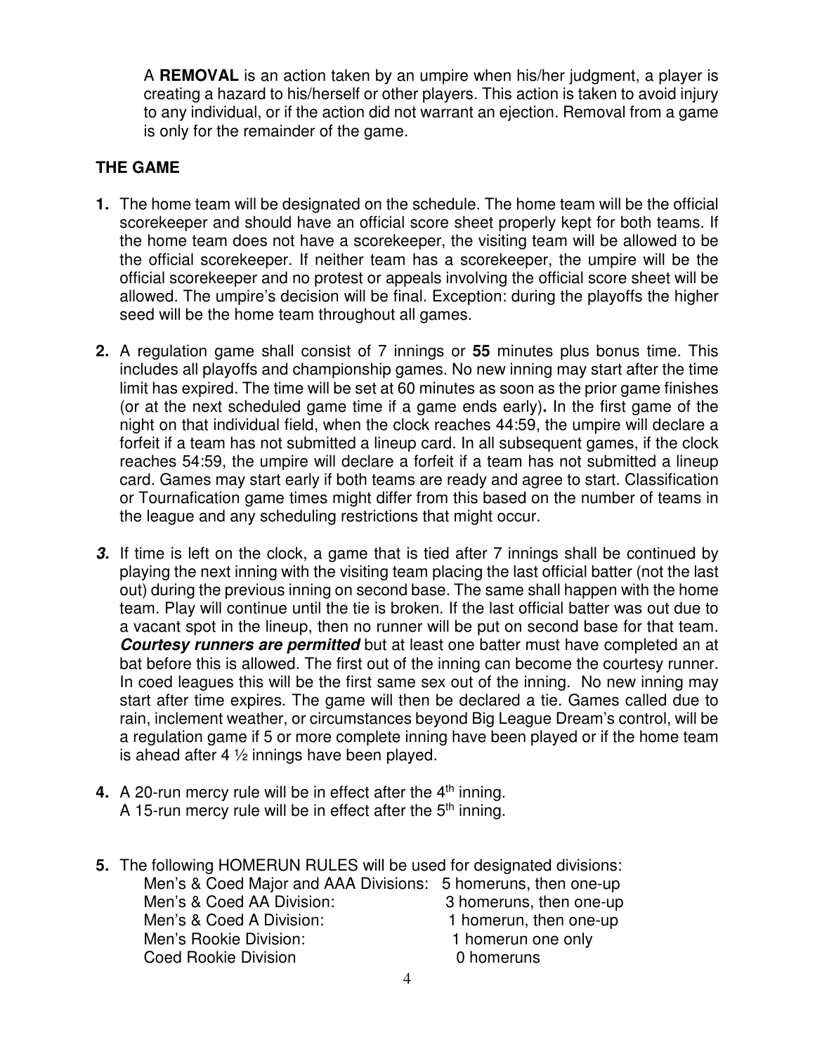A **REMOVAL** is an action taken by an umpire when his/her judgment, a player is creating a hazard to his/herself or other players. This action is taken to avoid injury to any individual, or if the action did not warrant an ejection. Removal from a game is only for the remainder of the game.

## THE GAME

**1.** The home team will be designated on the schedule. The home team will be the official scorekeeper and should have an official score sheet properly kept for both teams. If the home team does not have a scorekeeper, the visiting team will be allowed to be the official scorekeeper. If neither team has a scorekeeper, the umpire will be the official scorekeeper and no protest or appeals involving the official score sheet will be allowed. The umpire's decision will be final. Exception: during the playoffs the higher seed will be the home team throughout all games.

**2.** A regulation game shall consist of 7 innings or **55** minutes plus bonus time. This includes all playoffs and championship games. No new inning may start after the time limit has expired. The time will be set at 60 minutes as soon as the prior game finishes (or at the next scheduled game time if a game ends early)**.** In the first game of the night on that individual field, when the clock reaches 44:59, the umpire will declare a forfeit if a team has not submitted a lineup card. In all subsequent games, if the clock reaches 54:59, the umpire will declare a forfeit if a team has not submitted a lineup card. Games may start early if both teams are ready and agree to start. Classification or Tournafication game times might differ from this based on the number of teams in the league and any scheduling restrictions that might occur.

***3.*** If time is left on the clock, a game that is tied after 7 innings shall be continued by playing the next inning with the visiting team placing the last official batter (not the last out) during the previous inning on second base. The same shall happen with the home team. Play will continue until the tie is broken. If the last official batter was out due to a vacant spot in the lineup, then no runner will be put on second base for that team. ***Courtesy runners are permitted*** but at least one batter must have completed an at bat before this is allowed. The first out of the inning can become the courtesy runner. In coed leagues this will be the first same sex out of the inning. No new inning may start after time expires. The game will then be declared a tie. Games called due to rain, inclement weather, or circumstances beyond Big League Dream's control, will be a regulation game if 5 or more complete inning have been played or if the home team is ahead after 4 ½ innings have been played.

**4.** A 20-run mercy rule will be in effect after the 4th inning.
A 15-run mercy rule will be in effect after the 5th inning.

**5.** The following HOMERUN RULES will be used for designated divisions:

| | |
|---|---|
| Men's & Coed Major and AAA Divisions: | 5 homeruns, then one-up |
| Men's & Coed AA Division: | 3 homeruns, then one-up |
| Men's & Coed A Division: | 1 homerun, then one-up |
| Men's Rookie Division: | 1 homerun one only |
| Coed Rookie Division | 0 homeruns |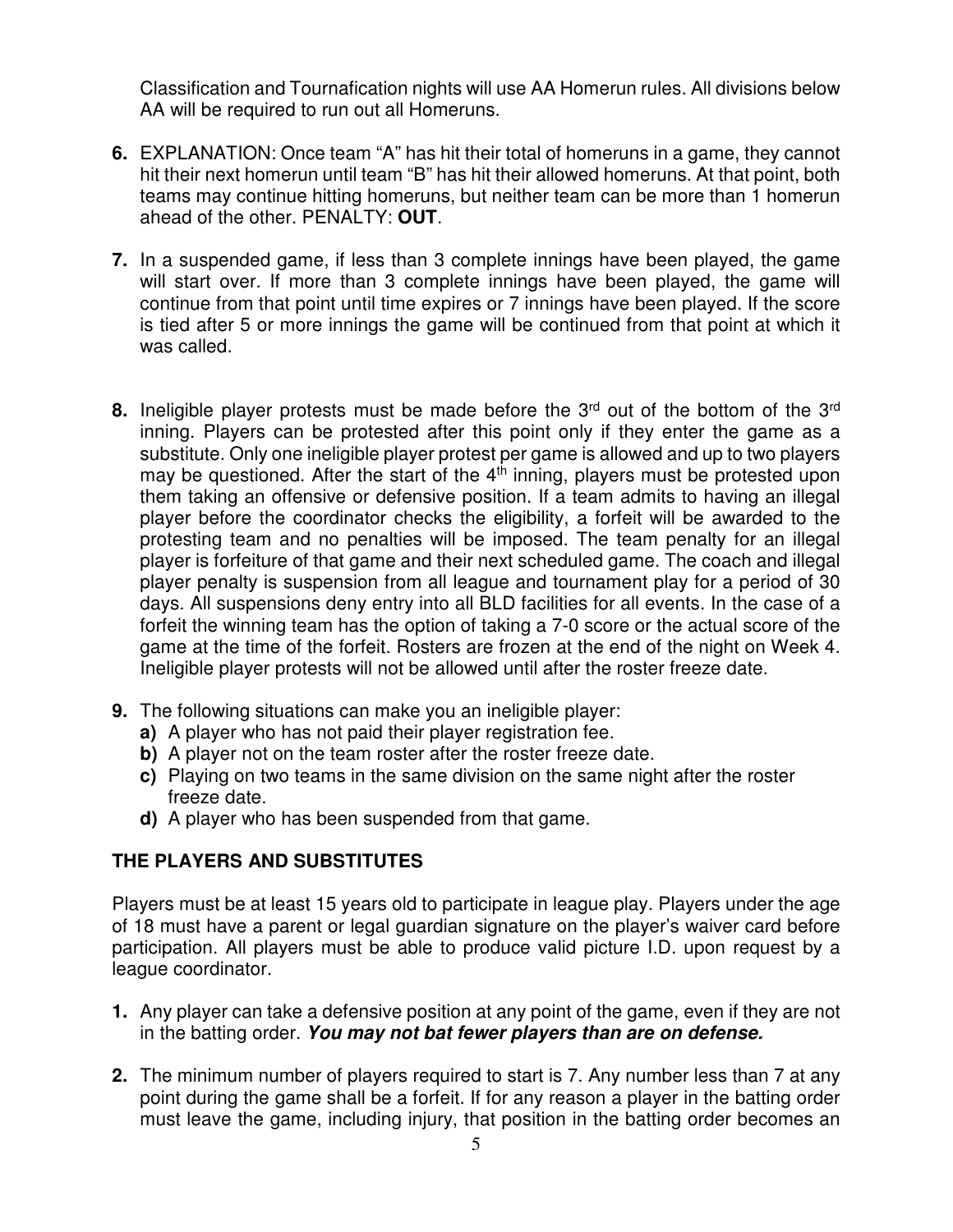Classification and Tournafication nights will use AA Homerun rules. All divisions below AA will be required to run out all Homeruns.

6. EXPLANATION: Once team "A" has hit their total of homeruns in a game, they cannot hit their next homerun until team "B" has hit their allowed homeruns. At that point, both teams may continue hitting homeruns, but neither team can be more than 1 homerun ahead of the other. PENALTY: **OUT**.

7. In a suspended game, if less than 3 complete innings have been played, the game will start over. If more than 3 complete innings have been played, the game will continue from that point until time expires or 7 innings have been played. If the score is tied after 5 or more innings the game will be continued from that point at which it was called.

8. Ineligible player protests must be made before the 3rd out of the bottom of the 3rd inning. Players can be protested after this point only if they enter the game as a substitute. Only one ineligible player protest per game is allowed and up to two players may be questioned. After the start of the 4th inning, players must be protested upon them taking an offensive or defensive position. If a team admits to having an illegal player before the coordinator checks the eligibility, a forfeit will be awarded to the protesting team and no penalties will be imposed. The team penalty for an illegal player is forfeiture of that game and their next scheduled game. The coach and illegal player penalty is suspension from all league and tournament play for a period of 30 days. All suspensions deny entry into all BLD facilities for all events. In the case of a forfeit the winning team has the option of taking a 7-0 score or the actual score of the game at the time of the forfeit. Rosters are frozen at the end of the night on Week 4. Ineligible player protests will not be allowed until after the roster freeze date.

9. The following situations can make you an ineligible player:
   **a)** A player who has not paid their player registration fee.
   **b)** A player not on the team roster after the roster freeze date.
   **c)** Playing on two teams in the same division on the same night after the roster freeze date.
   **d)** A player who has been suspended from that game.

## THE PLAYERS AND SUBSTITUTES

Players must be at least 15 years old to participate in league play. Players under the age of 18 must have a parent or legal guardian signature on the player's waiver card before participation. All players must be able to produce valid picture I.D. upon request by a league coordinator.

1. Any player can take a defensive position at any point of the game, even if they are not in the batting order. ***You may not bat fewer players than are on defense.***

2. The minimum number of players required to start is 7. Any number less than 7 at any point during the game shall be a forfeit. If for any reason a player in the batting order must leave the game, including injury, that position in the batting order becomes an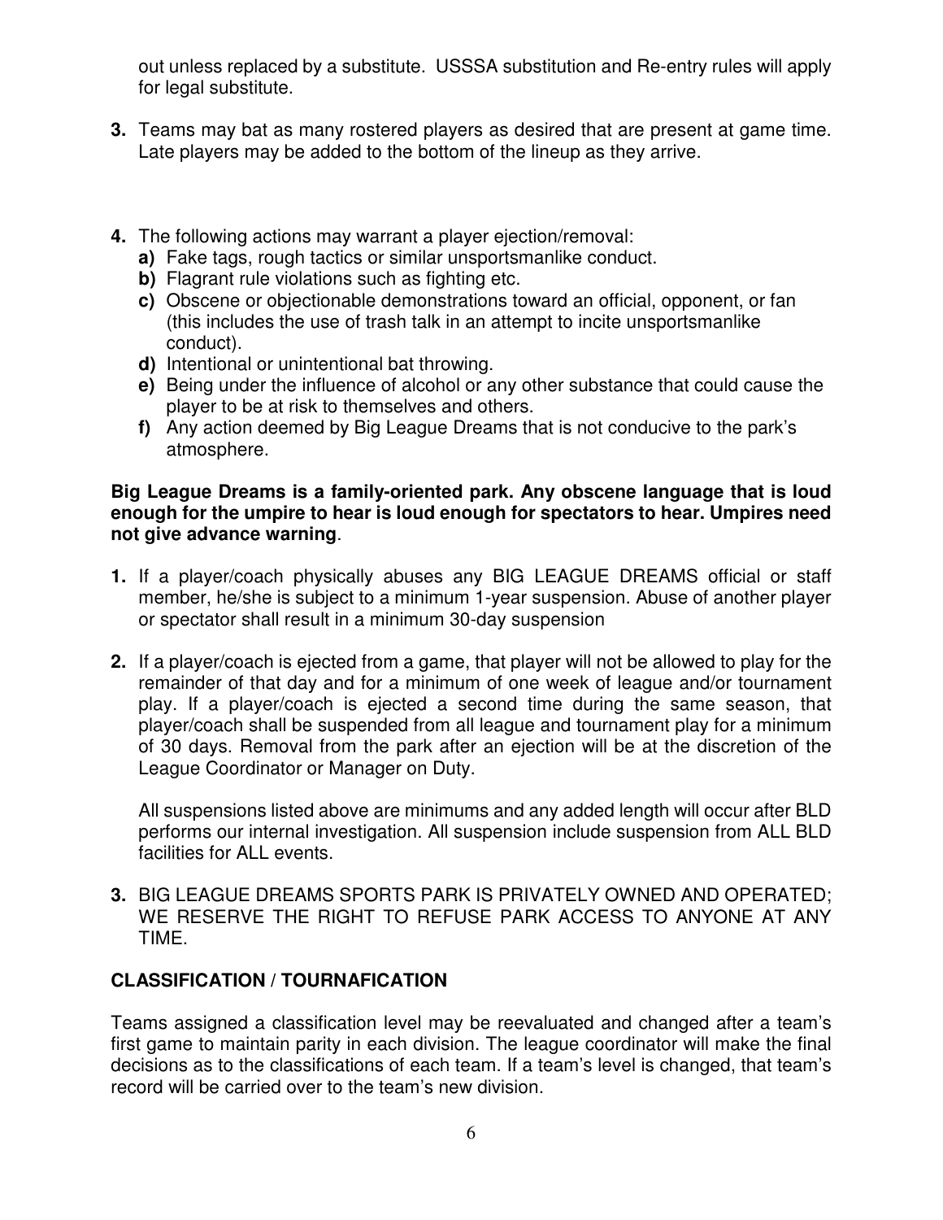out unless replaced by a substitute. USSSA substitution and Re-entry rules will apply for legal substitute.

3. Teams may bat as many rostered players as desired that are present at game time. Late players may be added to the bottom of the lineup as they arrive.

4. The following actions may warrant a player ejection/removal:
   - **a)** Fake tags, rough tactics or similar unsportsmanlike conduct.
   - **b)** Flagrant rule violations such as fighting etc.
   - **c)** Obscene or objectionable demonstrations toward an official, opponent, or fan (this includes the use of trash talk in an attempt to incite unsportsmanlike conduct).
   - **d)** Intentional or unintentional bat throwing.
   - **e)** Being under the influence of alcohol or any other substance that could cause the player to be at risk to themselves and others.
   - **f)** Any action deemed by Big League Dreams that is not conducive to the park's atmosphere.

**Big League Dreams is a family-oriented park. Any obscene language that is loud enough for the umpire to hear is loud enough for spectators to hear. Umpires need not give advance warning**.

1. If a player/coach physically abuses any BIG LEAGUE DREAMS official or staff member, he/she is subject to a minimum 1-year suspension. Abuse of another player or spectator shall result in a minimum 30-day suspension

2. If a player/coach is ejected from a game, that player will not be allowed to play for the remainder of that day and for a minimum of one week of league and/or tournament play. If a player/coach is ejected a second time during the same season, that player/coach shall be suspended from all league and tournament play for a minimum of 30 days. Removal from the park after an ejection will be at the discretion of the League Coordinator or Manager on Duty.

   All suspensions listed above are minimums and any added length will occur after BLD performs our internal investigation. All suspension include suspension from ALL BLD facilities for ALL events.

3. BIG LEAGUE DREAMS SPORTS PARK IS PRIVATELY OWNED AND OPERATED; WE RESERVE THE RIGHT TO REFUSE PARK ACCESS TO ANYONE AT ANY TIME.

## CLASSIFICATION / TOURNAFICATION

Teams assigned a classification level may be reevaluated and changed after a team's first game to maintain parity in each division. The league coordinator will make the final decisions as to the classifications of each team. If a team's level is changed, that team's record will be carried over to the team's new division.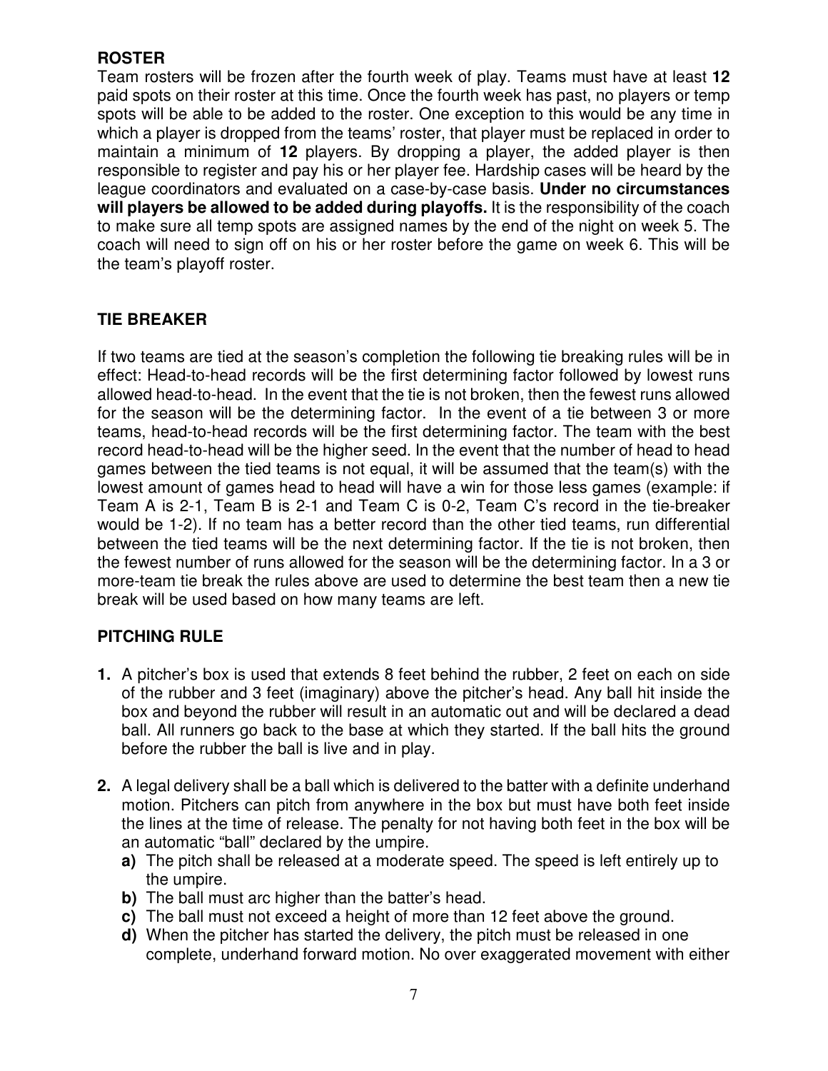## ROSTER

Team rosters will be frozen after the fourth week of play. Teams must have at least **12** paid spots on their roster at this time. Once the fourth week has past, no players or temp spots will be able to be added to the roster. One exception to this would be any time in which a player is dropped from the teams' roster, that player must be replaced in order to maintain a minimum of **12** players. By dropping a player, the added player is then responsible to register and pay his or her player fee. Hardship cases will be heard by the league coordinators and evaluated on a case-by-case basis. **Under no circumstances will players be allowed to be added during playoffs.** It is the responsibility of the coach to make sure all temp spots are assigned names by the end of the night on week 5. The coach will need to sign off on his or her roster before the game on week 6. This will be the team's playoff roster.

## TIE BREAKER

If two teams are tied at the season's completion the following tie breaking rules will be in effect: Head-to-head records will be the first determining factor followed by lowest runs allowed head-to-head. In the event that the tie is not broken, then the fewest runs allowed for the season will be the determining factor. In the event of a tie between 3 or more teams, head-to-head records will be the first determining factor. The team with the best record head-to-head will be the higher seed. In the event that the number of head to head games between the tied teams is not equal, it will be assumed that the team(s) with the lowest amount of games head to head will have a win for those less games (example: if Team A is 2-1, Team B is 2-1 and Team C is 0-2, Team C's record in the tie-breaker would be 1-2). If no team has a better record than the other tied teams, run differential between the tied teams will be the next determining factor. If the tie is not broken, then the fewest number of runs allowed for the season will be the determining factor. In a 3 or more-team tie break the rules above are used to determine the best team then a new tie break will be used based on how many teams are left.

## PITCHING RULE

1. A pitcher's box is used that extends 8 feet behind the rubber, 2 feet on each on side of the rubber and 3 feet (imaginary) above the pitcher's head. Any ball hit inside the box and beyond the rubber will result in an automatic out and will be declared a dead ball. All runners go back to the base at which they started. If the ball hits the ground before the rubber the ball is live and in play.

2. A legal delivery shall be a ball which is delivered to the batter with a definite underhand motion. Pitchers can pitch from anywhere in the box but must have both feet inside the lines at the time of release. The penalty for not having both feet in the box will be an automatic "ball" declared by the umpire.
   - **a)** The pitch shall be released at a moderate speed. The speed is left entirely up to the umpire.
   - **b)** The ball must arc higher than the batter's head.
   - **c)** The ball must not exceed a height of more than 12 feet above the ground.
   - **d)** When the pitcher has started the delivery, the pitch must be released in one complete, underhand forward motion. No over exaggerated movement with either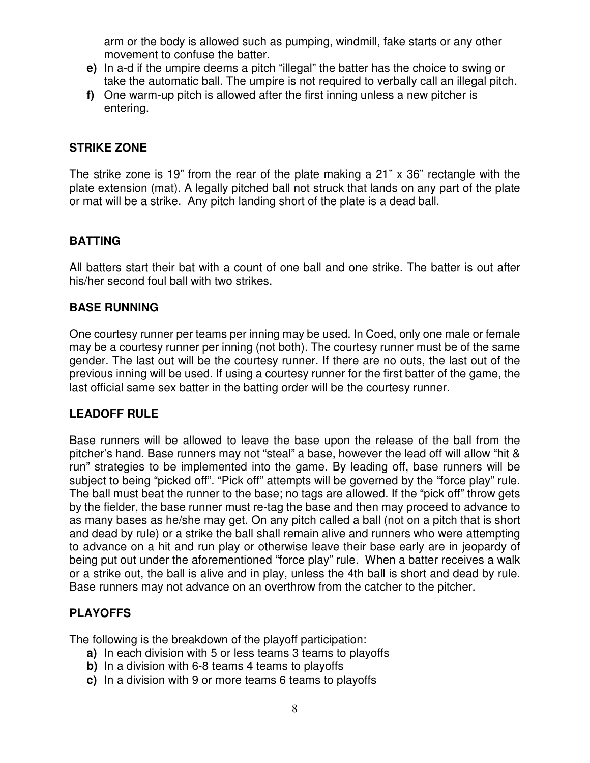arm or the body is allowed such as pumping, windmill, fake starts or any other movement to confuse the batter.

**e)** In a-d if the umpire deems a pitch "illegal" the batter has the choice to swing or take the automatic ball. The umpire is not required to verbally call an illegal pitch.

**f)** One warm-up pitch is allowed after the first inning unless a new pitcher is entering.

### STRIKE ZONE

The strike zone is 19" from the rear of the plate making a 21" x 36" rectangle with the plate extension (mat). A legally pitched ball not struck that lands on any part of the plate or mat will be a strike. Any pitch landing short of the plate is a dead ball.

### BATTING

All batters start their bat with a count of one ball and one strike. The batter is out after his/her second foul ball with two strikes.

### BASE RUNNING

One courtesy runner per teams per inning may be used. In Coed, only one male or female may be a courtesy runner per inning (not both). The courtesy runner must be of the same gender. The last out will be the courtesy runner. If there are no outs, the last out of the previous inning will be used. If using a courtesy runner for the first batter of the game, the last official same sex batter in the batting order will be the courtesy runner.

### LEADOFF RULE

Base runners will be allowed to leave the base upon the release of the ball from the pitcher's hand. Base runners may not "steal" a base, however the lead off will allow "hit & run" strategies to be implemented into the game. By leading off, base runners will be subject to being "picked off". "Pick off" attempts will be governed by the "force play" rule. The ball must beat the runner to the base; no tags are allowed. If the "pick off" throw gets by the fielder, the base runner must re-tag the base and then may proceed to advance to as many bases as he/she may get. On any pitch called a ball (not on a pitch that is short and dead by rule) or a strike the ball shall remain alive and runners who were attempting to advance on a hit and run play or otherwise leave their base early are in jeopardy of being put out under the aforementioned "force play" rule. When a batter receives a walk or a strike out, the ball is alive and in play, unless the 4th ball is short and dead by rule. Base runners may not advance on an overthrow from the catcher to the pitcher.

### PLAYOFFS

The following is the breakdown of the playoff participation:

**a)** In each division with 5 or less teams 3 teams to playoffs

**b)** In a division with 6-8 teams 4 teams to playoffs

**c)** In a division with 9 or more teams 6 teams to playoffs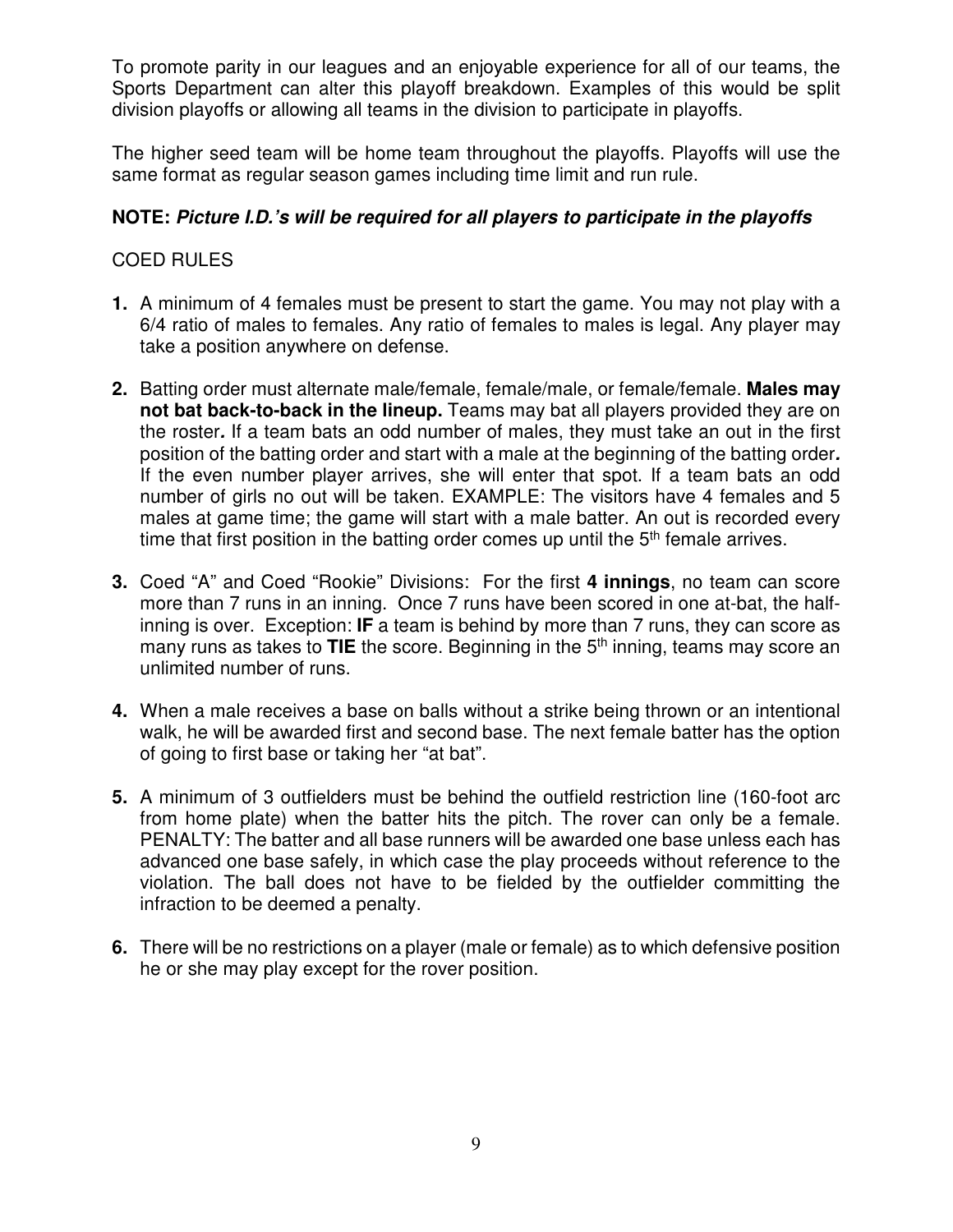To promote parity in our leagues and an enjoyable experience for all of our teams, the Sports Department can alter this playoff breakdown. Examples of this would be split division playoffs or allowing all teams in the division to participate in playoffs.

The higher seed team will be home team throughout the playoffs. Playoffs will use the same format as regular season games including time limit and run rule.

**NOTE:** ***Picture I.D.'s will be required for all players to participate in the playoffs***

COED RULES

1. A minimum of 4 females must be present to start the game. You may not play with a 6/4 ratio of males to females. Any ratio of females to males is legal. Any player may take a position anywhere on defense.

2. Batting order must alternate male/female, female/male, or female/female. **Males may not bat back-to-back in the lineup.** Teams may bat all players provided they are on the roster. If a team bats an odd number of males, they must take an out in the first position of the batting order and start with a male at the beginning of the batting order. If the even number player arrives, she will enter that spot. If a team bats an odd number of girls no out will be taken. EXAMPLE: The visitors have 4 females and 5 males at game time; the game will start with a male batter. An out is recorded every time that first position in the batting order comes up until the 5th female arrives.

3. Coed "A" and Coed "Rookie" Divisions: For the first **4 innings**, no team can score more than 7 runs in an inning. Once 7 runs have been scored in one at-bat, the half-inning is over. Exception: **IF** a team is behind by more than 7 runs, they can score as many runs as takes to **TIE** the score. Beginning in the 5th inning, teams may score an unlimited number of runs.

4. When a male receives a base on balls without a strike being thrown or an intentional walk, he will be awarded first and second base. The next female batter has the option of going to first base or taking her "at bat".

5. A minimum of 3 outfielders must be behind the outfield restriction line (160-foot arc from home plate) when the batter hits the pitch. The rover can only be a female. PENALTY: The batter and all base runners will be awarded one base unless each has advanced one base safely, in which case the play proceeds without reference to the violation. The ball does not have to be fielded by the outfielder committing the infraction to be deemed a penalty.

6. There will be no restrictions on a player (male or female) as to which defensive position he or she may play except for the rover position.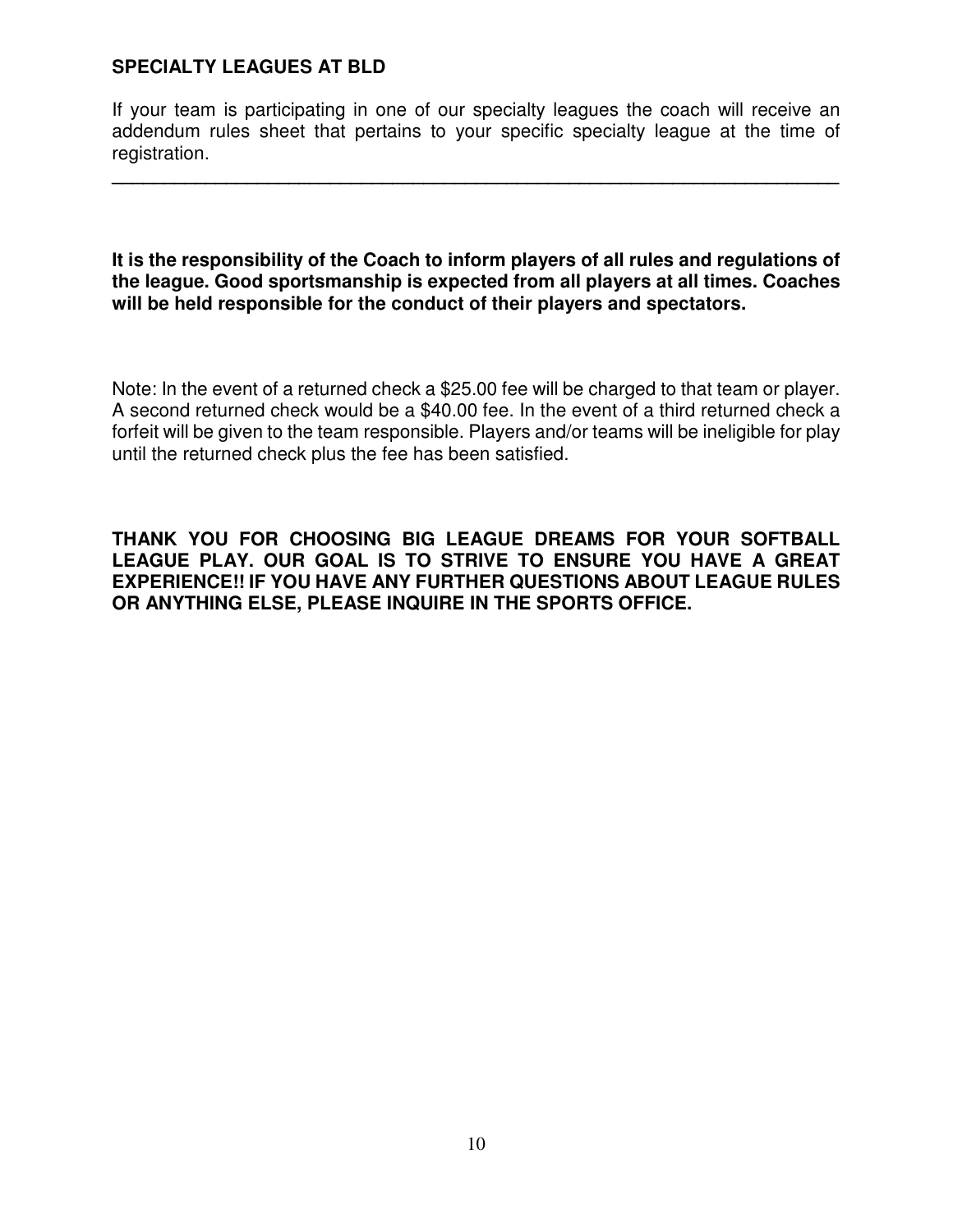## SPECIALTY LEAGUES AT BLD

If your team is participating in one of our specialty leagues the coach will receive an addendum rules sheet that pertains to your specific specialty league at the time of registration.

---

**It is the responsibility of the Coach to inform players of all rules and regulations of the league. Good sportsmanship is expected from all players at all times. Coaches will be held responsible for the conduct of their players and spectators.**

Note: In the event of a returned check a $25.00 fee will be charged to that team or player. A second returned check would be a $40.00 fee. In the event of a third returned check a forfeit will be given to the team responsible. Players and/or teams will be ineligible for play until the returned check plus the fee has been satisfied.

**THANK YOU FOR CHOOSING BIG LEAGUE DREAMS FOR YOUR SOFTBALL LEAGUE PLAY. OUR GOAL IS TO STRIVE TO ENSURE YOU HAVE A GREAT EXPERIENCE!! IF YOU HAVE ANY FURTHER QUESTIONS ABOUT LEAGUE RULES OR ANYTHING ELSE, PLEASE INQUIRE IN THE SPORTS OFFICE.**